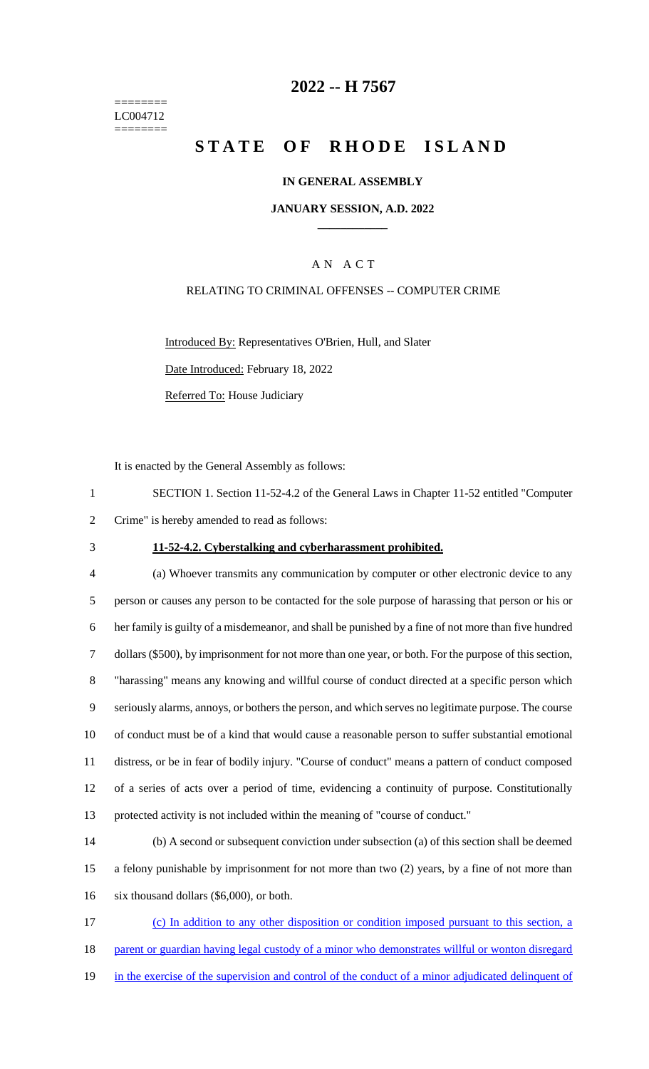======== LC004712 ========

# 2022 -- H 7567

# STATE OF RHODE ISLAND

## IN GENERAL ASSEMBLY

### JANUARY SESSION, A.D. 2022

### A N A C T

RELATING TO CRIMINAL OFFENSES -- COMPUTER CRIME

Introduced By: Representatives O'Brien, Hull, and Slater

Date Introduced: February 18, 2022

Referred To: House Judiciary

It is enacted by the General Assembly as follows:

1 SECTION 1. Section 11-52-4.2 of the General Laws in Chapter 11-52 entitled "Computer
2 Crime" is hereby amended to read as follows:

3 **11-52-4.2. Cyberstalking and cyberharassment prohibited.**

4 (a) Whoever transmits any communication by computer or other electronic device to any
5 person or causes any person to be contacted for the sole purpose of harassing that person or his or
6 her family is guilty of a misdemeanor, and shall be punished by a fine of not more than five hundred
7 dollars ($500), by imprisonment for not more than one year, or both. For the purpose of this section,
8 "harassing" means any knowing and willful course of conduct directed at a specific person which
9 seriously alarms, annoys, or bothers the person, and which serves no legitimate purpose. The course
10 of conduct must be of a kind that would cause a reasonable person to suffer substantial emotional
11 distress, or be in fear of bodily injury. "Course of conduct" means a pattern of conduct composed
12 of a series of acts over a period of time, evidencing a continuity of purpose. Constitutionally
13 protected activity is not included within the meaning of "course of conduct."

14 (b) A second or subsequent conviction under subsection (a) of this section shall be deemed
15 a felony punishable by imprisonment for not more than two (2) years, by a fine of not more than
16 six thousand dollars ($6,000), or both.

17 <u>(c) In addition to any other disposition or condition imposed pursuant to this section, a</u>
18 <u>parent or guardian having legal custody of a minor who demonstrates willful or wonton disregard</u>
19 <u>in the exercise of the supervision and control of the conduct of a minor adjudicated delinquent of</u>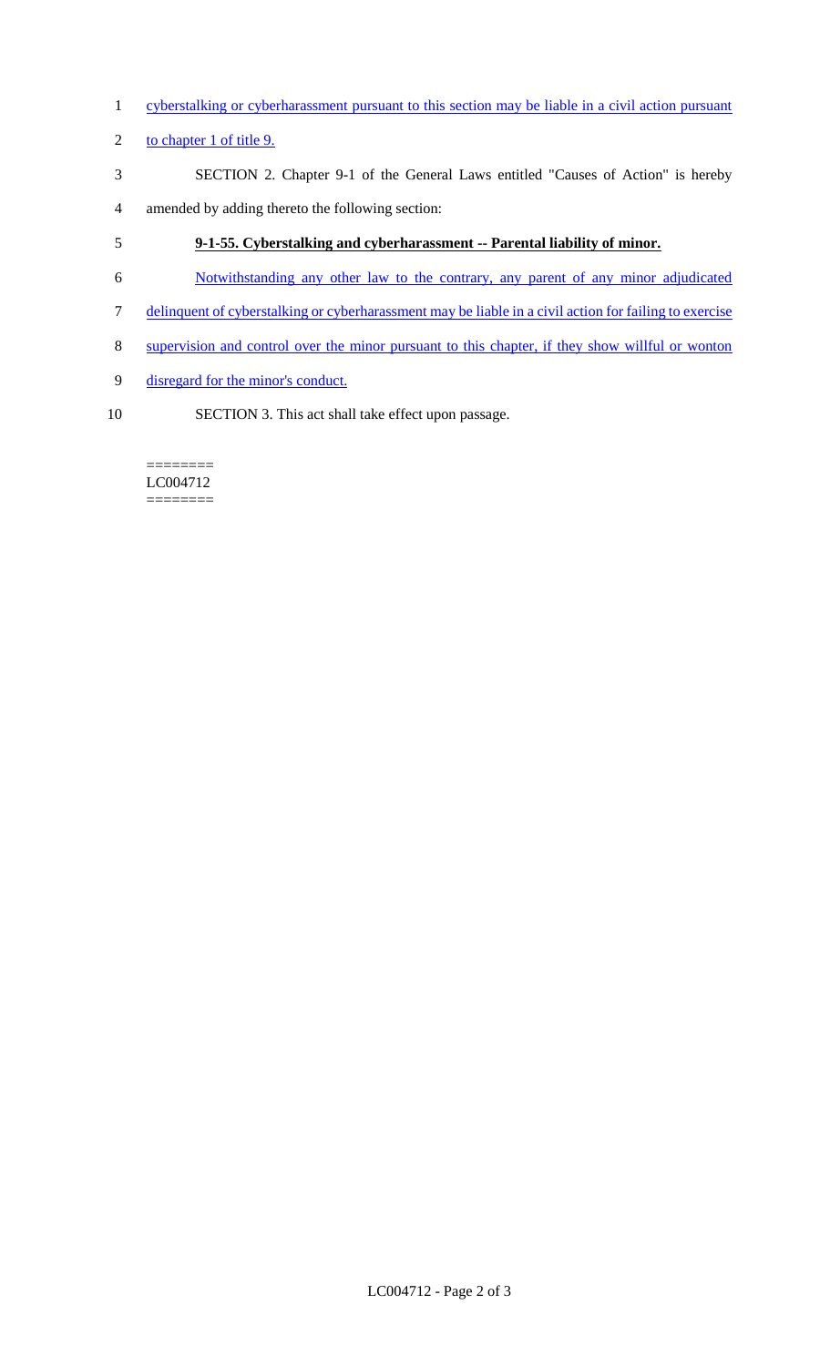cyberstalking or cyberharassment pursuant to this section may be liable in a civil action pursuant to chapter 1 of title 9.

SECTION 2. Chapter 9-1 of the General Laws entitled "Causes of Action" is hereby amended by adding thereto the following section:

**9-1-55. Cyberstalking and cyberharassment -- Parental liability of minor.**

Notwithstanding any other law to the contrary, any parent of any minor adjudicated delinquent of cyberstalking or cyberharassment may be liable in a civil action for failing to exercise supervision and control over the minor pursuant to this chapter, if they show willful or wonton disregard for the minor's conduct.

SECTION 3. This act shall take effect upon passage.

========
LC004712
========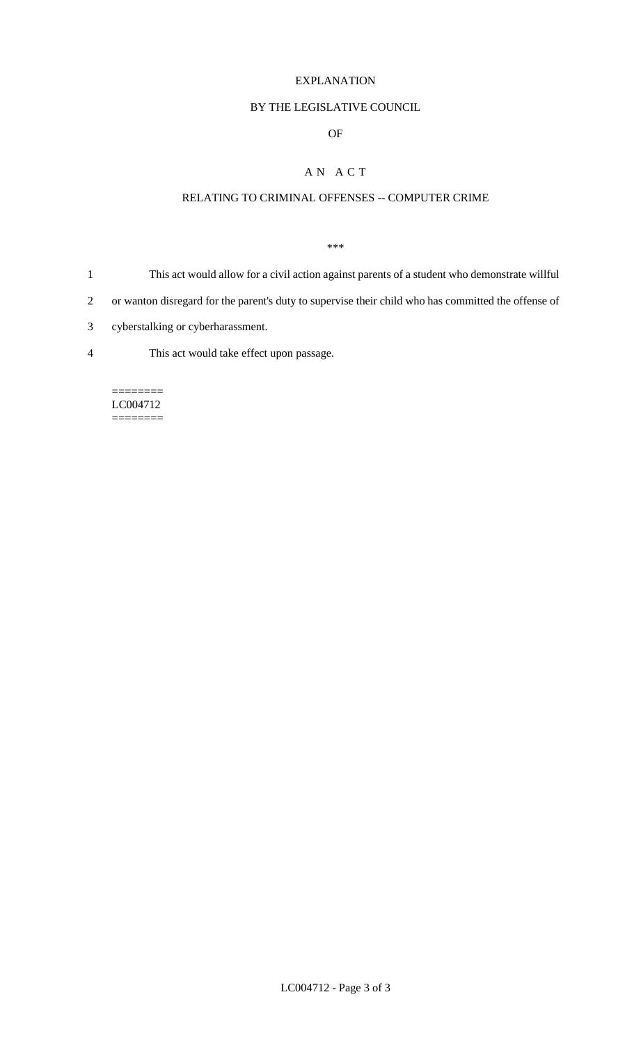# EXPLANATION

## BY THE LEGISLATIVE COUNCIL

## OF

## A N A C T

## RELATING TO CRIMINAL OFFENSES -- COMPUTER CRIME

\*\*\*

1 This act would allow for a civil action against parents of a student who demonstrate willful

2 or wanton disregard for the parent's duty to supervise their child who has committed the offense of

3 cyberstalking or cyberharassment.

4 This act would take effect upon passage.

========
LC004712
========